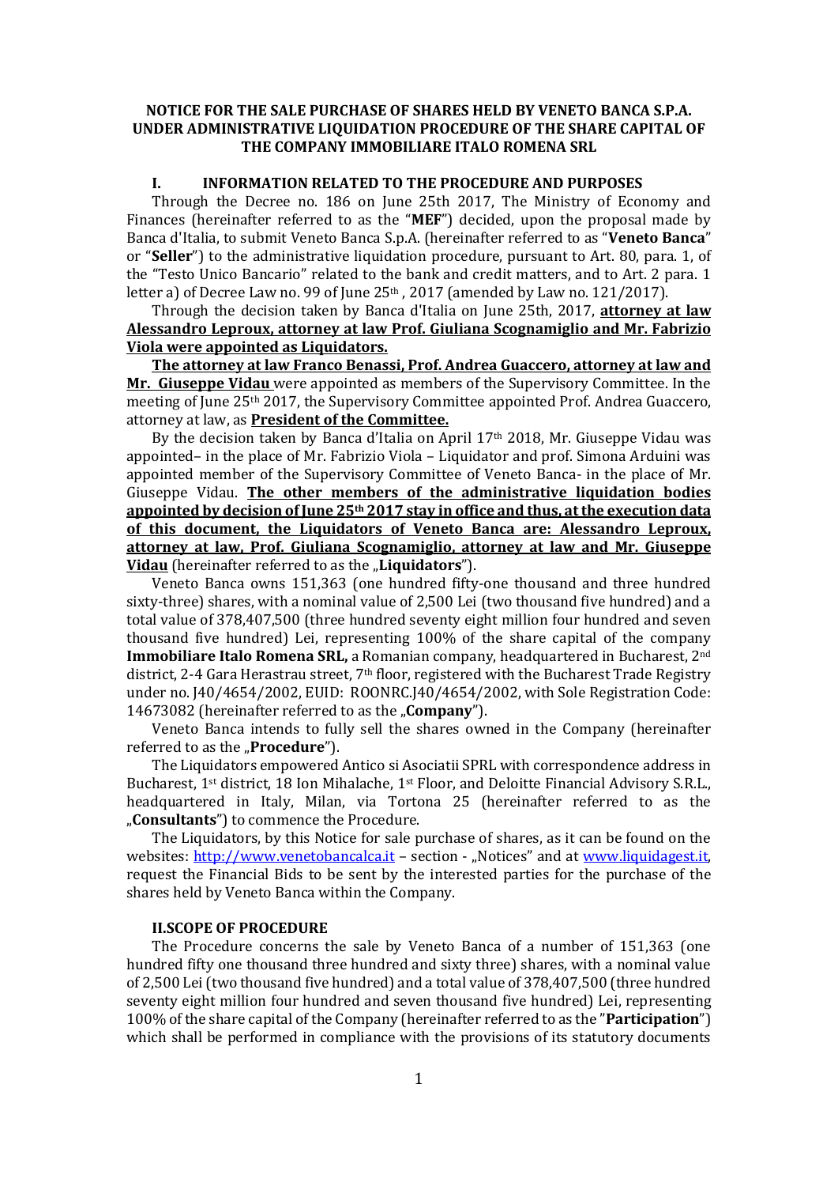# NOTICE FOR THE SALE PURCHASE OF SHARES HELD BY VENETO BANCA S.P.A. UNDER ADMINISTRATIVE LIQUIDATION PROCEDURE OF THE SHARE CAPITAL OF THE COMPANY IMMOBILIARE ITALO ROMENA SRL

## I. INFORMATION RELATED TO THE PROCEDURE AND PURPOSES

Through the Decree no. 186 on June 25th 2017, The Ministry of Economy and Finances (hereinafter referred to as the "**MEF**") decided, upon the proposal made by Banca d'Italia, to submit Veneto Banca S.p.A. (hereinafter referred to as "**Veneto Banca**" or "**Seller**") to the administrative liquidation procedure, pursuant to Art. 80, para. 1, of the "Testo Unico Bancario" related to the bank and credit matters, and to Art. 2 para. 1 letter a) of Decree Law no. 99 of June 25th , 2017 (amended by Law no. 121/2017).

Through the decision taken by Banca d'Italia on June 25th, 2017, **attorney at law Alessandro Leproux, attorney at law Prof. Giuliana Scognamiglio and Mr. Fabrizio Viola were appointed as Liquidators.**

**The attorney at law Franco Benassi, Prof. Andrea Guaccero, attorney at law and Mr. Giuseppe Vidau** were appointed as members of the Supervisory Committee. In the meeting of June 25th 2017, the Supervisory Committee appointed Prof. Andrea Guaccero, attorney at law, as **President of the Committee.**

By the decision taken by Banca d'Italia on April 17th 2018, Mr. Giuseppe Vidau was appointed– in the place of Mr. Fabrizio Viola – Liquidator and prof. Simona Arduini was appointed member of the Supervisory Committee of Veneto Banca- in the place of Mr. Giuseppe Vidau. **The other members of the administrative liquidation bodies appointed by decision of June 25th 2017 stay in office and thus, at the execution data of this document, the Liquidators of Veneto Banca are: Alessandro Leproux, attorney at law, Prof. Giuliana Scognamiglio, attorney at law and Mr. Giuseppe Vidau** (hereinafter referred to as the „**Liquidators**").

Veneto Banca owns 151,363 (one hundred fifty-one thousand and three hundred sixty-three) shares, with a nominal value of 2,500 Lei (two thousand five hundred) and a total value of 378,407,500 (three hundred seventy eight million four hundred and seven thousand five hundred) Lei, representing 100% of the share capital of the company **Immobiliare Italo Romena SRL,** a Romanian company, headquartered in Bucharest, 2nd district, 2-4 Gara Herastrau street, 7th floor, registered with the Bucharest Trade Registry under no. J40/4654/2002, EUID: ROONRC.J40/4654/2002, with Sole Registration Code: 14673082 (hereinafter referred to as the „**Company**").

Veneto Banca intends to fully sell the shares owned in the Company (hereinafter referred to as the „**Procedure**").

The Liquidators empowered Antico si Asociatii SPRL with correspondence address in Bucharest, 1st district, 18 Ion Mihalache, 1st Floor, and Deloitte Financial Advisory S.R.L., headquartered in Italy, Milan, via Tortona 25 (hereinafter referred to as the „**Consultants**") to commence the Procedure.

The Liquidators, by this Notice for sale purchase of shares, as it can be found on the websites: http://www.venetobancalca.it – section - „Notices" and at www.liquidagest.it, request the Financial Bids to be sent by the interested parties for the purchase of the shares held by Veneto Banca within the Company.

## II. SCOPE OF PROCEDURE

The Procedure concerns the sale by Veneto Banca of a number of 151,363 (one hundred fifty one thousand three hundred and sixty three) shares, with a nominal value of 2,500 Lei (two thousand five hundred) and a total value of 378,407,500 (three hundred seventy eight million four hundred and seven thousand five hundred) Lei, representing 100% of the share capital of the Company (hereinafter referred to as the "**Participation**") which shall be performed in compliance with the provisions of its statutory documents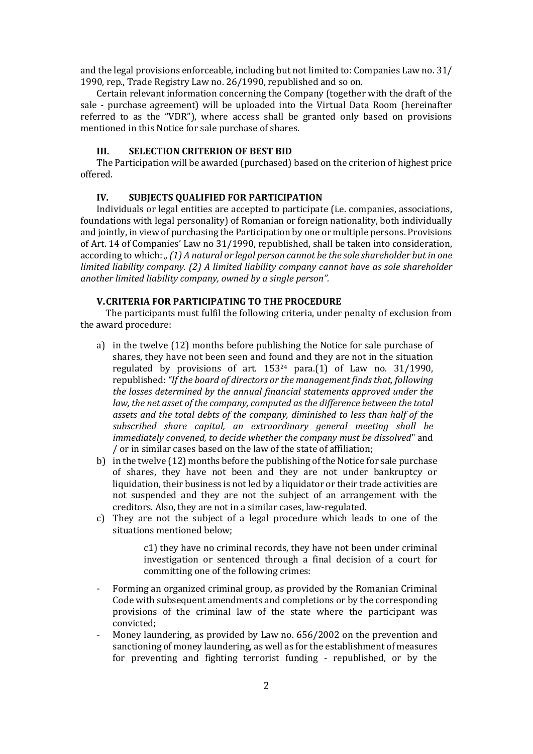and the legal provisions enforceable, including but not limited to: Companies Law no. 31/ 1990, rep., Trade Registry Law no. 26/1990, republished and so on.

Certain relevant information concerning the Company (together with the draft of the sale - purchase agreement) will be uploaded into the Virtual Data Room (hereinafter referred to as the "VDR"), where access shall be granted only based on provisions mentioned in this Notice for sale purchase of shares.

## III. SELECTION CRITERION OF BEST BID

The Participation will be awarded (purchased) based on the criterion of highest price offered.

## IV. SUBJECTS QUALIFIED FOR PARTICIPATION

Individuals or legal entities are accepted to participate (i.e. companies, associations, foundations with legal personality) of Romanian or foreign nationality, both individually and jointly, in view of purchasing the Participation by one or multiple persons. Provisions of Art. 14 of Companies' Law no 31/1990, republished, shall be taken into consideration, according to which: *„ (1) A natural or legal person cannot be the sole shareholder but in one limited liability company. (2) A limited liability company cannot have as sole shareholder another limited liability company, owned by a single person".*

## V. CRITERIA FOR PARTICIPATING TO THE PROCEDURE

The participants must fulfil the following criteria, under penalty of exclusion from the award procedure:

a) in the twelve (12) months before publishing the Notice for sale purchase of shares, they have not been seen and found and they are not in the situation regulated by provisions of art. 153[24] para.(1) of Law no. 31/1990, republished: *"If the board of directors or the management finds that, following the losses determined by the annual financial statements approved under the law, the net asset of the company, computed as the difference between the total assets and the total debts of the company, diminished to less than half of the subscribed share capital, an extraordinary general meeting shall be immediately convened, to decide whether the company must be dissolved*" and / or in similar cases based on the law of the state of affiliation;

b) in the twelve (12) months before the publishing of the Notice for sale purchase of shares, they have not been and they are not under bankruptcy or liquidation, their business is not led by a liquidator or their trade activities are not suspended and they are not the subject of an arrangement with the creditors. Also, they are not in a similar cases, law-regulated.

c) They are not the subject of a legal procedure which leads to one of the situations mentioned below;

    c1) they have no criminal records, they have not been under criminal investigation or sentenced through a final decision of a court for committing one of the following crimes:

- Forming an organized criminal group, as provided by the Romanian Criminal Code with subsequent amendments and completions or by the corresponding provisions of the criminal law of the state where the participant was convicted;
- Money laundering, as provided by Law no. 656/2002 on the prevention and sanctioning of money laundering, as well as for the establishment of measures for preventing and fighting terrorist funding - republished, or by the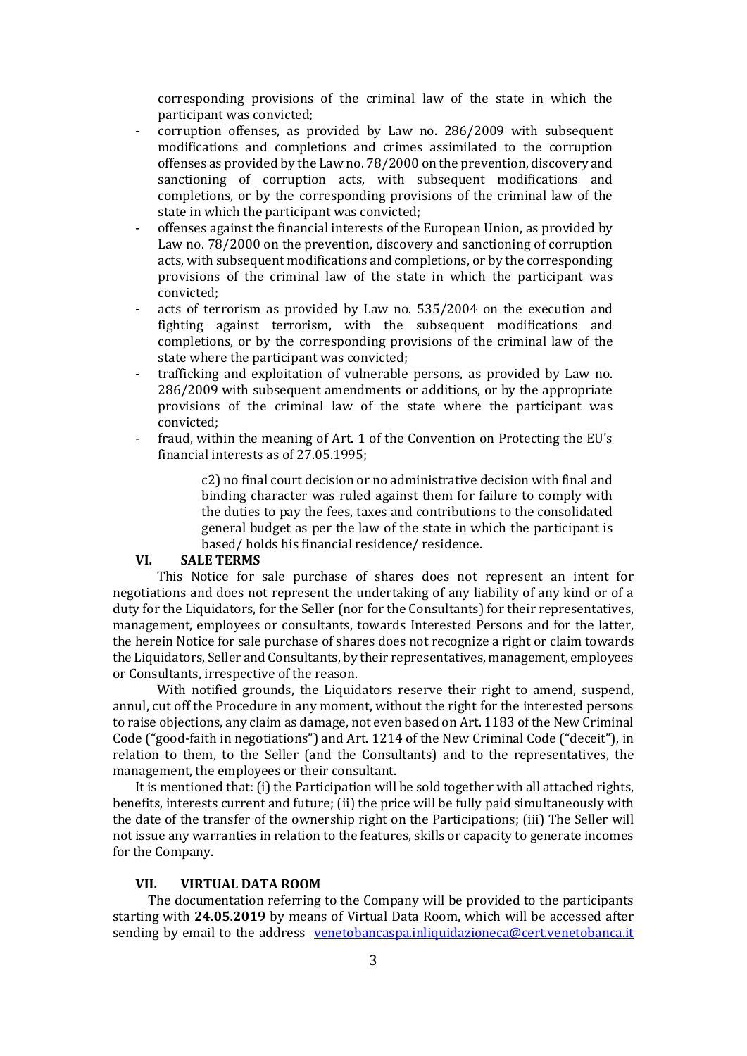corresponding provisions of the criminal law of the state in which the participant was convicted;

- corruption offenses, as provided by Law no. 286/2009 with subsequent modifications and completions and crimes assimilated to the corruption offenses as provided by the Law no. 78/2000 on the prevention, discovery and sanctioning of corruption acts, with subsequent modifications and completions, or by the corresponding provisions of the criminal law of the state in which the participant was convicted;
- offenses against the financial interests of the European Union, as provided by Law no. 78/2000 on the prevention, discovery and sanctioning of corruption acts, with subsequent modifications and completions, or by the corresponding provisions of the criminal law of the state in which the participant was convicted;
- acts of terrorism as provided by Law no. 535/2004 on the execution and fighting against terrorism, with the subsequent modifications and completions, or by the corresponding provisions of the criminal law of the state where the participant was convicted;
- trafficking and exploitation of vulnerable persons, as provided by Law no. 286/2009 with subsequent amendments or additions, or by the appropriate provisions of the criminal law of the state where the participant was convicted;
- fraud, within the meaning of Art. 1 of the Convention on Protecting the EU's financial interests as of 27.05.1995;

c2) no final court decision or no administrative decision with final and binding character was ruled against them for failure to comply with the duties to pay the fees, taxes and contributions to the consolidated general budget as per the law of the state in which the participant is based/ holds his financial residence/ residence.

## VI. SALE TERMS

This Notice for sale purchase of shares does not represent an intent for negotiations and does not represent the undertaking of any liability of any kind or of a duty for the Liquidators, for the Seller (nor for the Consultants) for their representatives, management, employees or consultants, towards Interested Persons and for the latter, the herein Notice for sale purchase of shares does not recognize a right or claim towards the Liquidators, Seller and Consultants, by their representatives, management, employees or Consultants, irrespective of the reason.

With notified grounds, the Liquidators reserve their right to amend, suspend, annul, cut off the Procedure in any moment, without the right for the interested persons to raise objections, any claim as damage, not even based on Art. 1183 of the New Criminal Code ("good-faith in negotiations") and Art. 1214 of the New Criminal Code ("deceit"), in relation to them, to the Seller (and the Consultants) and to the representatives, the management, the employees or their consultant.

It is mentioned that: (i) the Participation will be sold together with all attached rights, benefits, interests current and future; (ii) the price will be fully paid simultaneously with the date of the transfer of the ownership right on the Participations; (iii) The Seller will not issue any warranties in relation to the features, skills or capacity to generate incomes for the Company.

## VII. VIRTUAL DATA ROOM

The documentation referring to the Company will be provided to the participants starting with **24.05.2019** by means of Virtual Data Room, which will be accessed after sending by email to the address venetobancaspa.inliquidazioneca@cert.venetobanca.it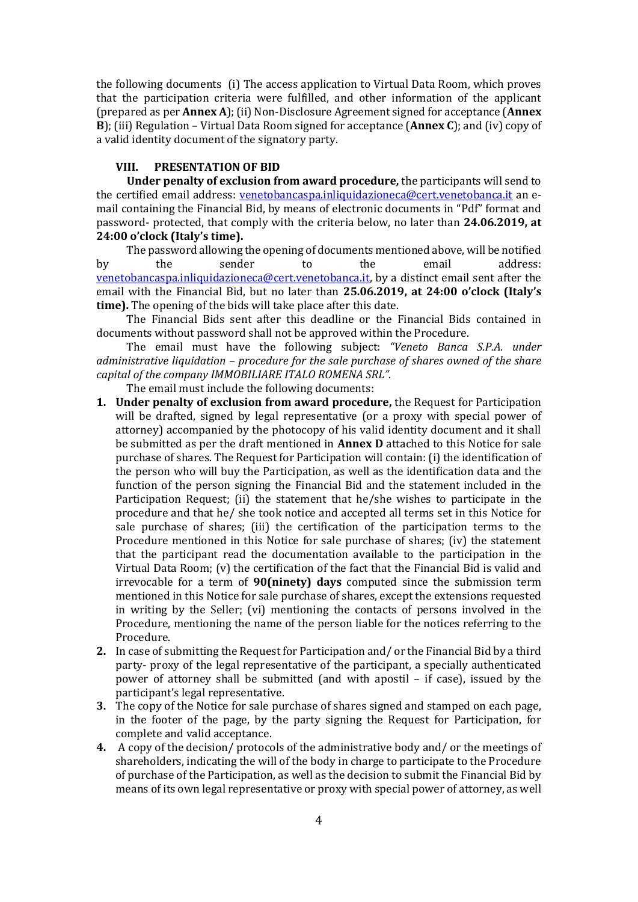the following documents (i) The access application to Virtual Data Room, which proves that the participation criteria were fulfilled, and other information of the applicant (prepared as per **Annex A**); (ii) Non-Disclosure Agreement signed for acceptance (**Annex B**); (iii) Regulation – Virtual Data Room signed for acceptance (**Annex C**); and (iv) copy of a valid identity document of the signatory party.

## VIII. PRESENTATION OF BID

**Under penalty of exclusion from award procedure,** the participants will send to the certified email address: venetobancaspa.inliquidazioneca@cert.venetobanca.it an e-mail containing the Financial Bid, by means of electronic documents in "Pdf" format and password- protected, that comply with the criteria below, no later than **24.06.2019, at 24:00 o'clock (Italy's time).**

The password allowing the opening of documents mentioned above, will be notified by the sender to the email address: venetobancaspa.inliquidazioneca@cert.venetobanca.it, by a distinct email sent after the email with the Financial Bid, but no later than **25.06.2019, at 24:00 o'clock (Italy's time).** The opening of the bids will take place after this date.

The Financial Bids sent after this deadline or the Financial Bids contained in documents without password shall not be approved within the Procedure.

The email must have the following subject: *"Veneto Banca S.P.A. under administrative liquidation – procedure for the sale purchase of shares owned of the share capital of the company IMMOBILIARE ITALO ROMENA SRL".*

The email must include the following documents:

1. **Under penalty of exclusion from award procedure,** the Request for Participation will be drafted, signed by legal representative (or a proxy with special power of attorney) accompanied by the photocopy of his valid identity document and it shall be submitted as per the draft mentioned in **Annex D** attached to this Notice for sale purchase of shares. The Request for Participation will contain: (i) the identification of the person who will buy the Participation, as well as the identification data and the function of the person signing the Financial Bid and the statement included in the Participation Request; (ii) the statement that he/she wishes to participate in the procedure and that he/ she took notice and accepted all terms set in this Notice for sale purchase of shares; (iii) the certification of the participation terms to the Procedure mentioned in this Notice for sale purchase of shares; (iv) the statement that the participant read the documentation available to the participation in the Virtual Data Room; (v) the certification of the fact that the Financial Bid is valid and irrevocable for a term of **90(ninety) days** computed since the submission term mentioned in this Notice for sale purchase of shares, except the extensions requested in writing by the Seller; (vi) mentioning the contacts of persons involved in the Procedure, mentioning the name of the person liable for the notices referring to the Procedure.
2. In case of submitting the Request for Participation and/ or the Financial Bid by a third party- proxy of the legal representative of the participant, a specially authenticated power of attorney shall be submitted (and with apostil – if case), issued by the participant's legal representative.
3. The copy of the Notice for sale purchase of shares signed and stamped on each page, in the footer of the page, by the party signing the Request for Participation, for complete and valid acceptance.
4. A copy of the decision/ protocols of the administrative body and/ or the meetings of shareholders, indicating the will of the body in charge to participate to the Procedure of purchase of the Participation, as well as the decision to submit the Financial Bid by means of its own legal representative or proxy with special power of attorney, as well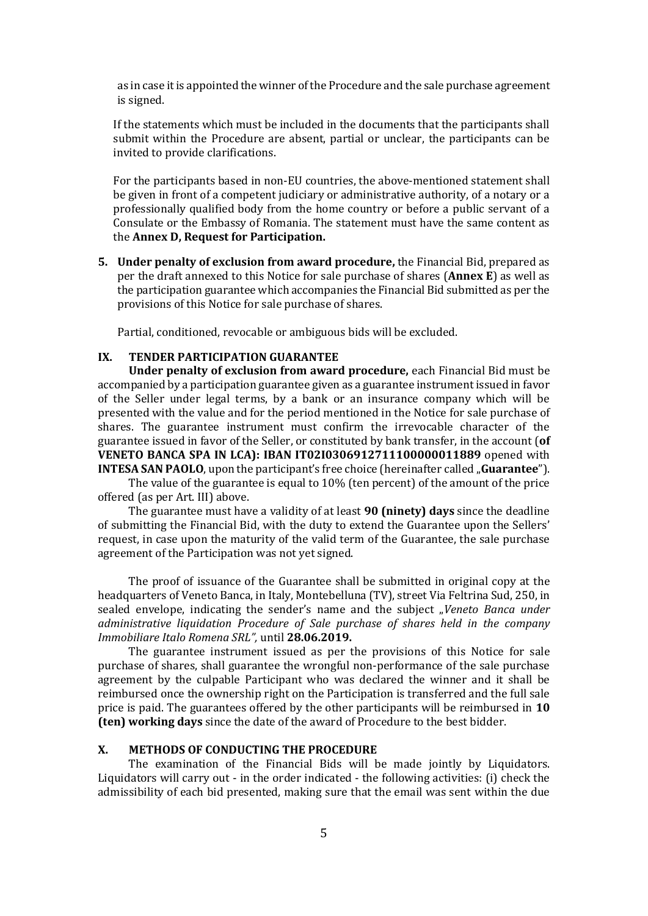as in case it is appointed the winner of the Procedure and the sale purchase agreement is signed.

If the statements which must be included in the documents that the participants shall submit within the Procedure are absent, partial or unclear, the participants can be invited to provide clarifications.

For the participants based in non-EU countries, the above-mentioned statement shall be given in front of a competent judiciary or administrative authority, of a notary or a professionally qualified body from the home country or before a public servant of a Consulate or the Embassy of Romania. The statement must have the same content as the **Annex D, Request for Participation.**

5. **Under penalty of exclusion from award procedure,** the Financial Bid, prepared as per the draft annexed to this Notice for sale purchase of shares (**Annex E**) as well as the participation guarantee which accompanies the Financial Bid submitted as per the provisions of this Notice for sale purchase of shares.

   Partial, conditioned, revocable or ambiguous bids will be excluded.

## IX. TENDER PARTICIPATION GUARANTEE

**Under penalty of exclusion from award procedure,** each Financial Bid must be accompanied by a participation guarantee given as a guarantee instrument issued in favor of the Seller under legal terms, by a bank or an insurance company which will be presented with the value and for the period mentioned in the Notice for sale purchase of shares. The guarantee instrument must confirm the irrevocable character of the guarantee issued in favor of the Seller, or constituted by bank transfer, in the account (**of VENETO BANCA SPA IN LCA): IBAN IT02I0306912711100000011889** opened with **INTESA SAN PAOLO**, upon the participant's free choice (hereinafter called „**Guarantee**").

The value of the guarantee is equal to 10% (ten percent) of the amount of the price offered (as per Art. III) above.

The guarantee must have a validity of at least **90 (ninety) days** since the deadline of submitting the Financial Bid, with the duty to extend the Guarantee upon the Sellers' request, in case upon the maturity of the valid term of the Guarantee, the sale purchase agreement of the Participation was not yet signed.

The proof of issuance of the Guarantee shall be submitted in original copy at the headquarters of Veneto Banca, in Italy, Montebelluna (TV), street Via Feltrina Sud, 250, in sealed envelope, indicating the sender's name and the subject „*Veneto Banca under administrative liquidation Procedure of Sale purchase of shares held in the company Immobiliare Italo Romena SRL",* until **28.06.2019.**

The guarantee instrument issued as per the provisions of this Notice for sale purchase of shares, shall guarantee the wrongful non-performance of the sale purchase agreement by the culpable Participant who was declared the winner and it shall be reimbursed once the ownership right on the Participation is transferred and the full sale price is paid. The guarantees offered by the other participants will be reimbursed in **10 (ten) working days** since the date of the award of Procedure to the best bidder.

## X. METHODS OF CONDUCTING THE PROCEDURE

The examination of the Financial Bids will be made jointly by Liquidators. Liquidators will carry out - in the order indicated - the following activities: (i) check the admissibility of each bid presented, making sure that the email was sent within the due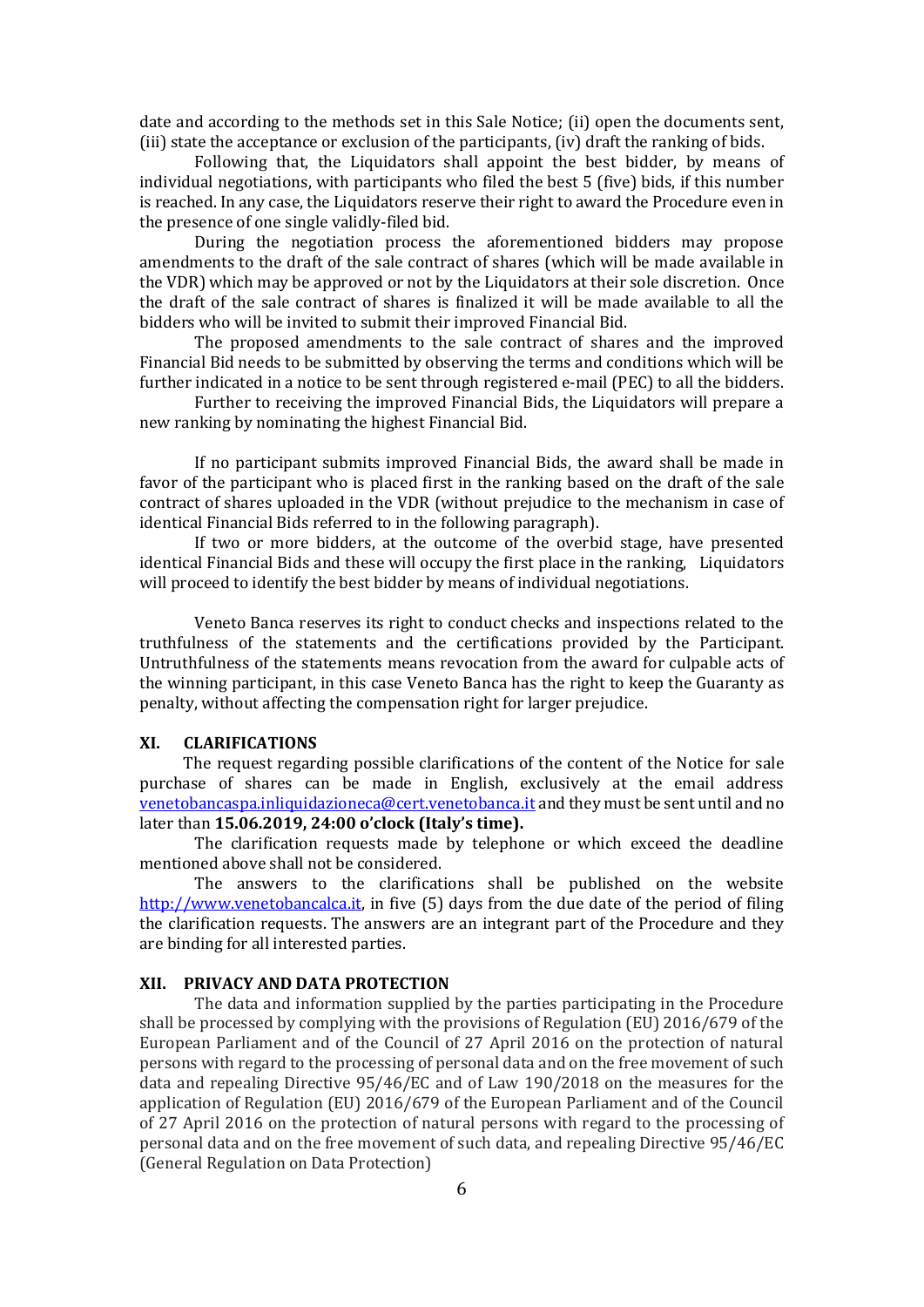date and according to the methods set in this Sale Notice; (ii) open the documents sent, (iii) state the acceptance or exclusion of the participants, (iv) draft the ranking of bids.

Following that, the Liquidators shall appoint the best bidder, by means of individual negotiations, with participants who filed the best 5 (five) bids, if this number is reached. In any case, the Liquidators reserve their right to award the Procedure even in the presence of one single validly-filed bid.

During the negotiation process the aforementioned bidders may propose amendments to the draft of the sale contract of shares (which will be made available in the VDR) which may be approved or not by the Liquidators at their sole discretion. Once the draft of the sale contract of shares is finalized it will be made available to all the bidders who will be invited to submit their improved Financial Bid.

The proposed amendments to the sale contract of shares and the improved Financial Bid needs to be submitted by observing the terms and conditions which will be further indicated in a notice to be sent through registered e-mail (PEC) to all the bidders.

Further to receiving the improved Financial Bids, the Liquidators will prepare a new ranking by nominating the highest Financial Bid.

If no participant submits improved Financial Bids, the award shall be made in favor of the participant who is placed first in the ranking based on the draft of the sale contract of shares uploaded in the VDR (without prejudice to the mechanism in case of identical Financial Bids referred to in the following paragraph).

If two or more bidders, at the outcome of the overbid stage, have presented identical Financial Bids and these will occupy the first place in the ranking, Liquidators will proceed to identify the best bidder by means of individual negotiations.

Veneto Banca reserves its right to conduct checks and inspections related to the truthfulness of the statements and the certifications provided by the Participant. Untruthfulness of the statements means revocation from the award for culpable acts of the winning participant, in this case Veneto Banca has the right to keep the Guaranty as penalty, without affecting the compensation right for larger prejudice.

## XI. CLARIFICATIONS

The request regarding possible clarifications of the content of the Notice for sale purchase of shares can be made in English, exclusively at the email address venetobancaspa.inliquidazioneca@cert.venetobanca.it and they must be sent until and no later than **15.06.2019, 24:00 o'clock (Italy's time).**

The clarification requests made by telephone or which exceed the deadline mentioned above shall not be considered.

The answers to the clarifications shall be published on the website http://www.venetobancalca.it, in five (5) days from the due date of the period of filing the clarification requests. The answers are an integrant part of the Procedure and they are binding for all interested parties.

## XII. PRIVACY AND DATA PROTECTION

The data and information supplied by the parties participating in the Procedure shall be processed by complying with the provisions of Regulation (EU) 2016/679 of the European Parliament and of the Council of 27 April 2016 on the protection of natural persons with regard to the processing of personal data and on the free movement of such data and repealing Directive 95/46/EC and of Law 190/2018 on the measures for the application of Regulation (EU) 2016/679 of the European Parliament and of the Council of 27 April 2016 on the protection of natural persons with regard to the processing of personal data and on the free movement of such data, and repealing Directive 95/46/EC (General Regulation on Data Protection)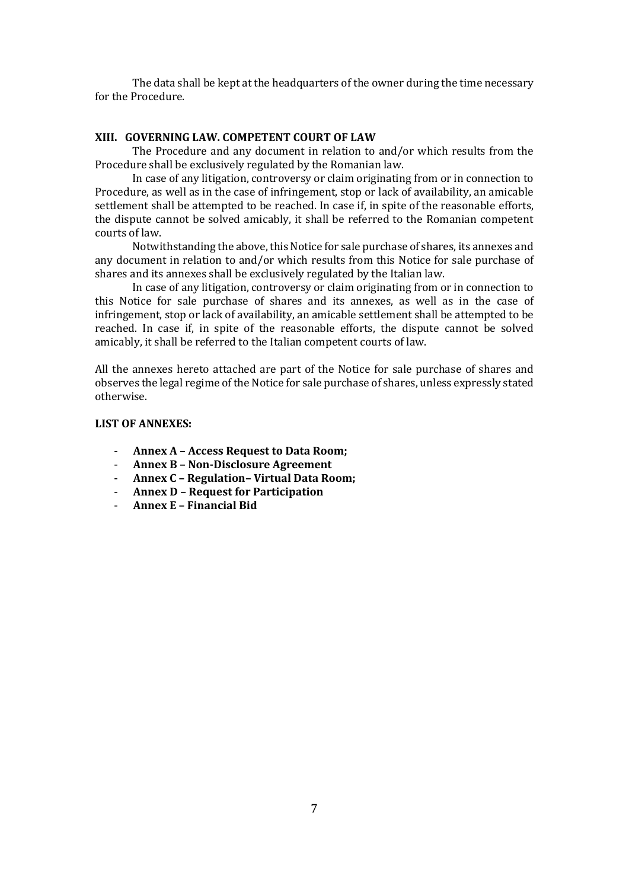The data shall be kept at the headquarters of the owner during the time necessary for the Procedure.

## XIII. GOVERNING LAW. COMPETENT COURT OF LAW

The Procedure and any document in relation to and/or which results from the Procedure shall be exclusively regulated by the Romanian law.

In case of any litigation, controversy or claim originating from or in connection to Procedure, as well as in the case of infringement, stop or lack of availability, an amicable settlement shall be attempted to be reached. In case if, in spite of the reasonable efforts, the dispute cannot be solved amicably, it shall be referred to the Romanian competent courts of law.

Notwithstanding the above, this Notice for sale purchase of shares, its annexes and any document in relation to and/or which results from this Notice for sale purchase of shares and its annexes shall be exclusively regulated by the Italian law.

In case of any litigation, controversy or claim originating from or in connection to this Notice for sale purchase of shares and its annexes, as well as in the case of infringement, stop or lack of availability, an amicable settlement shall be attempted to be reached. In case if, in spite of the reasonable efforts, the dispute cannot be solved amicably, it shall be referred to the Italian competent courts of law.

All the annexes hereto attached are part of the Notice for sale purchase of shares and observes the legal regime of the Notice for sale purchase of shares, unless expressly stated otherwise.

**LIST OF ANNEXES:**

- **Annex A – Access Request to Data Room;**
- **Annex B – Non-Disclosure Agreement**
- **Annex C – Regulation– Virtual Data Room;**
- **Annex D – Request for Participation**
- **Annex E – Financial Bid**